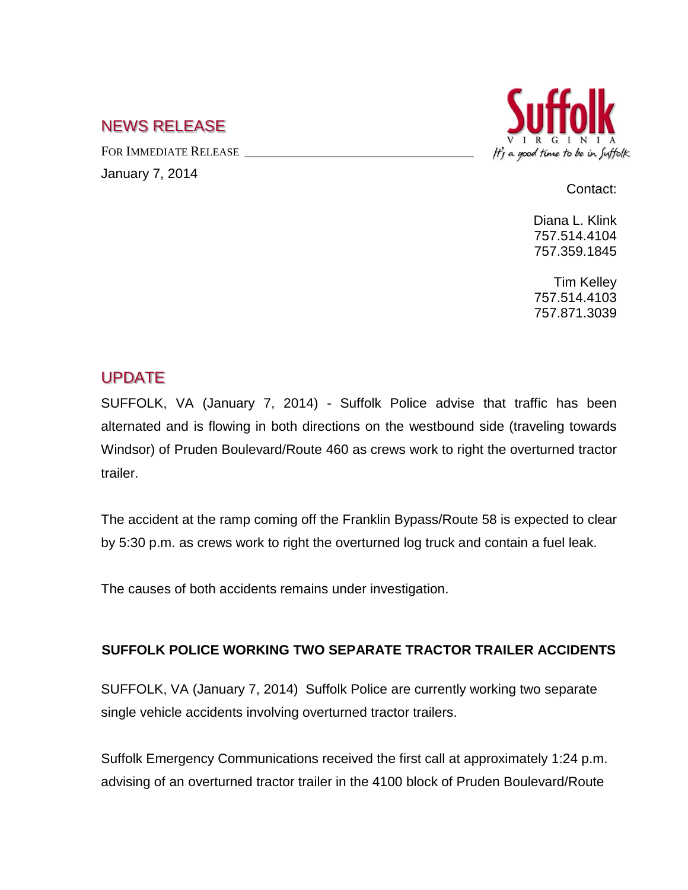## NEWS RELEASE

FOR IMMEDIATE RELEASE

January 7, 2014

Suffolk VIRGINIA It's a good time to be in Suffolk

Contact:

Diana L. Klink
757.514.4104
757.359.1845

Tim Kelley
757.514.4103
757.871.3039

## UPDATE

SUFFOLK, VA (January 7, 2014) - Suffolk Police advise that traffic has been alternated and is flowing in both directions on the westbound side (traveling towards Windsor) of Pruden Boulevard/Route 460 as crews work to right the overturned tractor trailer.

The accident at the ramp coming off the Franklin Bypass/Route 58 is expected to clear by 5:30 p.m. as crews work to right the overturned log truck and contain a fuel leak.

The causes of both accidents remains under investigation.

**SUFFOLK POLICE WORKING TWO SEPARATE TRACTOR TRAILER ACCIDENTS**

SUFFOLK, VA (January 7, 2014) Suffolk Police are currently working two separate single vehicle accidents involving overturned tractor trailers.

Suffolk Emergency Communications received the first call at approximately 1:24 p.m. advising of an overturned tractor trailer in the 4100 block of Pruden Boulevard/Route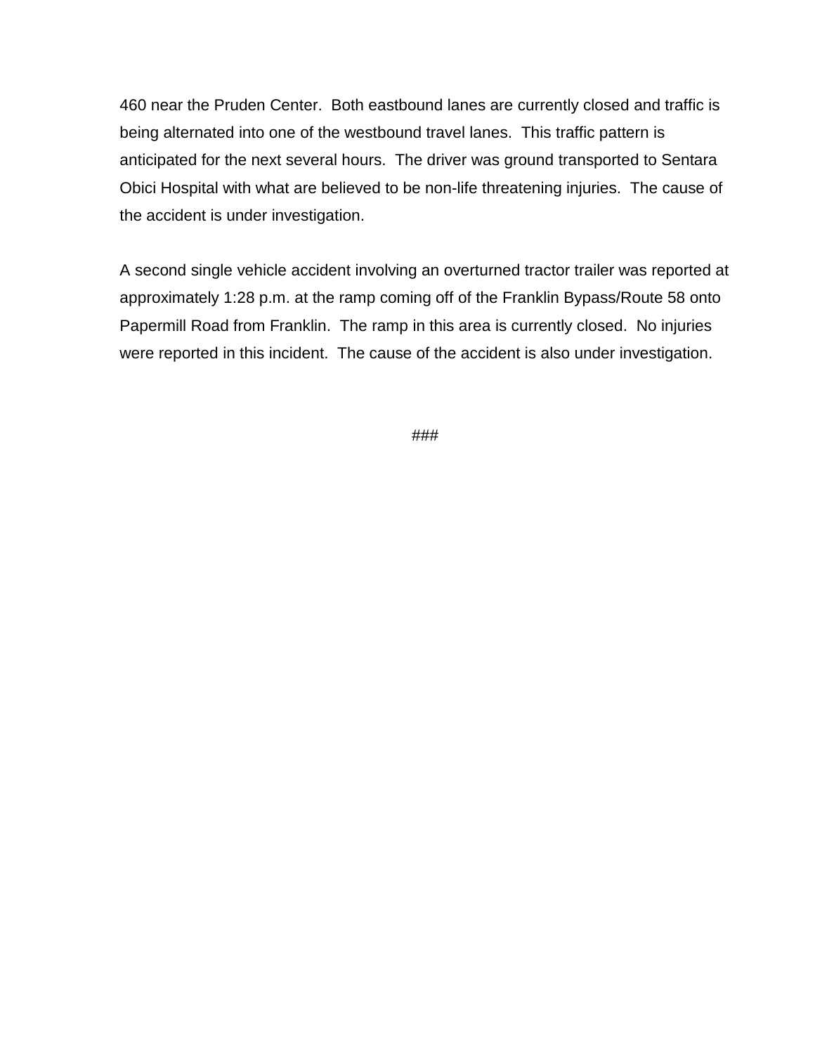460 near the Pruden Center. Both eastbound lanes are currently closed and traffic is being alternated into one of the westbound travel lanes. This traffic pattern is anticipated for the next several hours. The driver was ground transported to Sentara Obici Hospital with what are believed to be non-life threatening injuries. The cause of the accident is under investigation.

A second single vehicle accident involving an overturned tractor trailer was reported at approximately 1:28 p.m. at the ramp coming off of the Franklin Bypass/Route 58 onto Papermill Road from Franklin. The ramp in this area is currently closed. No injuries were reported in this incident. The cause of the accident is also under investigation.

###